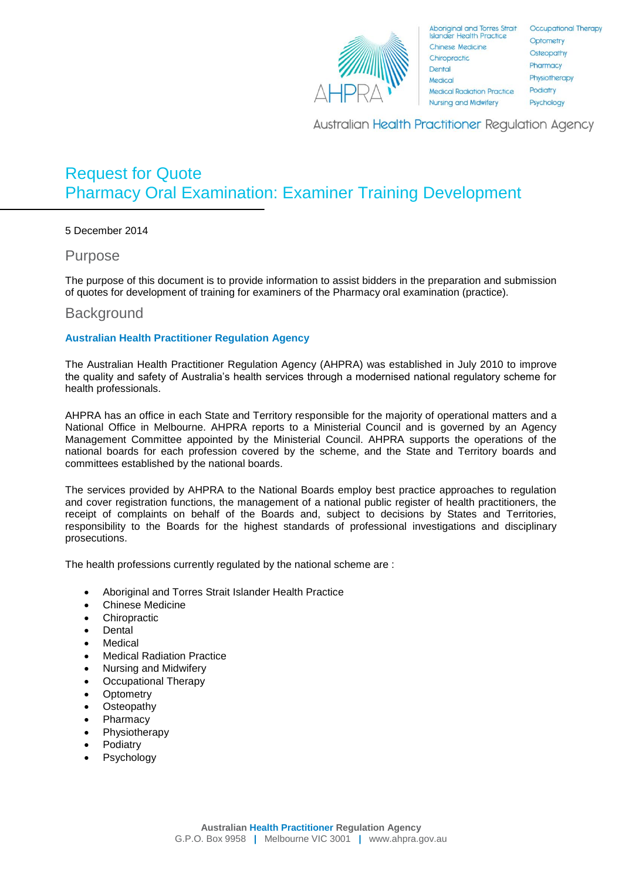# Request for Quote
# Pharmacy Oral Examination: Examiner Training Development

5 December 2014

## Purpose

The purpose of this document is to provide information to assist bidders in the preparation and submission of quotes for development of training for examiners of the Pharmacy oral examination (practice).

## Background

### Australian Health Practitioner Regulation Agency

The Australian Health Practitioner Regulation Agency (AHPRA) was established in July 2010 to improve the quality and safety of Australia's health services through a modernised national regulatory scheme for health professionals.

AHPRA has an office in each State and Territory responsible for the majority of operational matters and a National Office in Melbourne. AHPRA reports to a Ministerial Council and is governed by an Agency Management Committee appointed by the Ministerial Council. AHPRA supports the operations of the national boards for each profession covered by the scheme, and the State and Territory boards and committees established by the national boards.

The services provided by AHPRA to the National Boards employ best practice approaches to regulation and cover registration functions, the management of a national public register of health practitioners, the receipt of complaints on behalf of the Boards and, subject to decisions by States and Territories, responsibility to the Boards for the highest standards of professional investigations and disciplinary prosecutions.

The health professions currently regulated by the national scheme are :

- Aboriginal and Torres Strait Islander Health Practice
- Chinese Medicine
- Chiropractic
- Dental
- Medical
- Medical Radiation Practice
- Nursing and Midwifery
- Occupational Therapy
- Optometry
- Osteopathy
- Pharmacy
- Physiotherapy
- Podiatry
- Psychology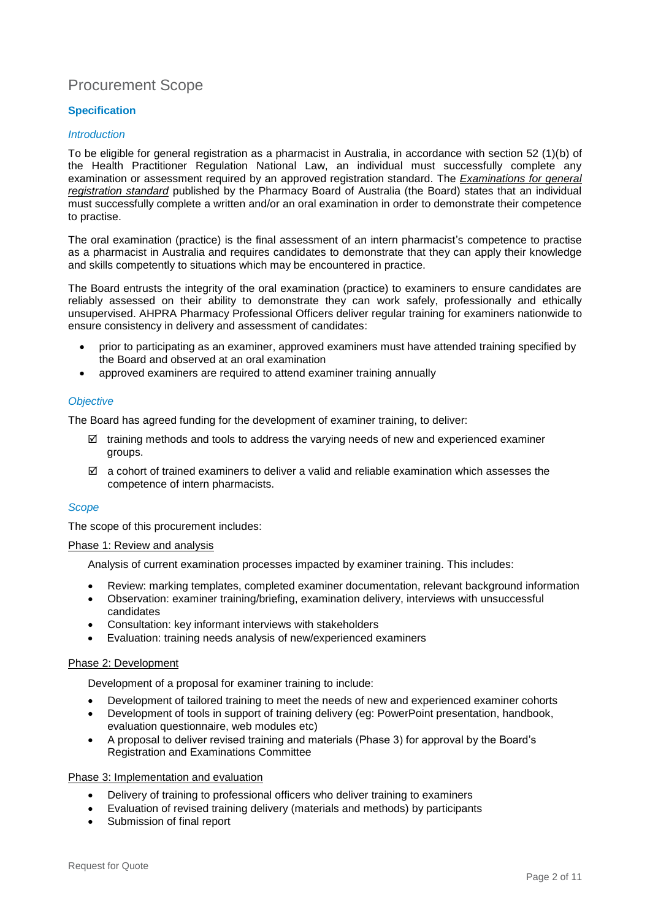# Procurement Scope

## Specification

### *Introduction*

To be eligible for general registration as a pharmacist in Australia, in accordance with section 52 (1)(b) of the Health Practitioner Regulation National Law, an individual must successfully complete any examination or assessment required by an approved registration standard. The ***Examinations for general registration standard*** published by the Pharmacy Board of Australia (the Board) states that an individual must successfully complete a written and/or an oral examination in order to demonstrate their competence to practise.

The oral examination (practice) is the final assessment of an intern pharmacist's competence to practise as a pharmacist in Australia and requires candidates to demonstrate that they can apply their knowledge and skills competently to situations which may be encountered in practice.

The Board entrusts the integrity of the oral examination (practice) to examiners to ensure candidates are reliably assessed on their ability to demonstrate they can work safely, professionally and ethically unsupervised. AHPRA Pharmacy Professional Officers deliver regular training for examiners nationwide to ensure consistency in delivery and assessment of candidates:

- prior to participating as an examiner, approved examiners must have attended training specified by the Board and observed at an oral examination
- approved examiners are required to attend examiner training annually

### *Objective*

The Board has agreed funding for the development of examiner training, to deliver:

- ☑ training methods and tools to address the varying needs of new and experienced examiner groups.
- ☑ a cohort of trained examiners to deliver a valid and reliable examination which assesses the competence of intern pharmacists.

### *Scope*

The scope of this procurement includes:

<u>Phase 1: Review and analysis</u>

Analysis of current examination processes impacted by examiner training. This includes:

- Review: marking templates, completed examiner documentation, relevant background information
- Observation: examiner training/briefing, examination delivery, interviews with unsuccessful candidates
- Consultation: key informant interviews with stakeholders
- Evaluation: training needs analysis of new/experienced examiners

<u>Phase 2: Development</u>

Development of a proposal for examiner training to include:

- Development of tailored training to meet the needs of new and experienced examiner cohorts
- Development of tools in support of training delivery (eg: PowerPoint presentation, handbook, evaluation questionnaire, web modules etc)
- A proposal to deliver revised training and materials (Phase 3) for approval by the Board's Registration and Examinations Committee

<u>Phase 3: Implementation and evaluation</u>

- Delivery of training to professional officers who deliver training to examiners
- Evaluation of revised training delivery (materials and methods) by participants
- Submission of final report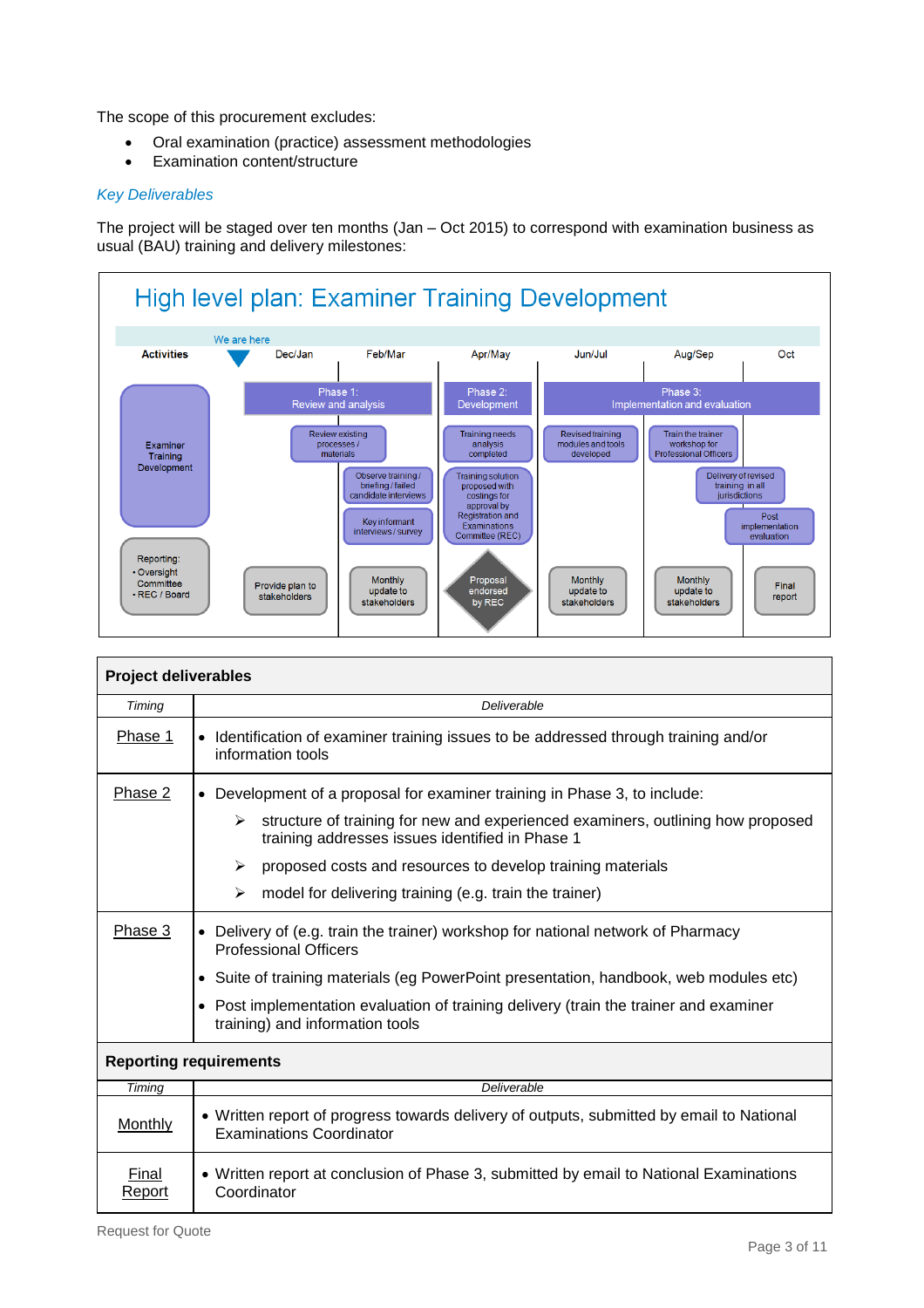The scope of this procurement excludes:

- Oral examination (practice) assessment methodologies
- Examination content/structure

*Key Deliverables*

The project will be staged over ten months (Jan – Oct 2015) to correspond with examination business as usual (BAU) training and delivery milestones:

## High level plan: Examiner Training Development

We are here

| Activities | Dec/Jan | Feb/Mar | Apr/May | Jun/Jul | Aug/Sep | Oct |
|---|---|---|---|---|---|---|
| | Phase 1: Review and analysis | | Phase 2: Development | Phase 3: Implementation and evaluation | | |
| Examiner Training Development | Review existing processes / materials | Observe training / briefing / failed candidate interviews; Key informant interviews / survey | Training needs analysis completed; Training solution proposed with costings for approval by Registration and Examinations Committee (REC) | Revised training modules and tools developed | Train the trainer workshop for Professional Officers; Delivery of revised training in all jurisdictions; Post implementation evaluation | |
| Reporting: • Oversight Committee • REC / Board | Provide plan to stakeholders | Monthly update to stakeholders | Proposal endorsed by REC | Monthly update to stakeholders | Monthly update to stakeholders | Final report |

| Project deliverables | |
|---|---|
| *Timing* | *Deliverable* |
| Phase 1 | • Identification of examiner training issues to be addressed through training and/or information tools |
| Phase 2 | • Development of a proposal for examiner training in Phase 3, to include:<br>➢ structure of training for new and experienced examiners, outlining how proposed training addresses issues identified in Phase 1<br>➢ proposed costs and resources to develop training materials<br>➢ model for delivering training (e.g. train the trainer) |
| Phase 3 | • Delivery of (e.g. train the trainer) workshop for national network of Pharmacy Professional Officers<br>• Suite of training materials (eg PowerPoint presentation, handbook, web modules etc)<br>• Post implementation evaluation of training delivery (train the trainer and examiner training) and information tools |
| **Reporting requirements** | |
| *Timing* | *Deliverable* |
| Monthly | • Written report of progress towards delivery of outputs, submitted by email to National Examinations Coordinator |
| Final Report | • Written report at conclusion of Phase 3, submitted by email to National Examinations Coordinator |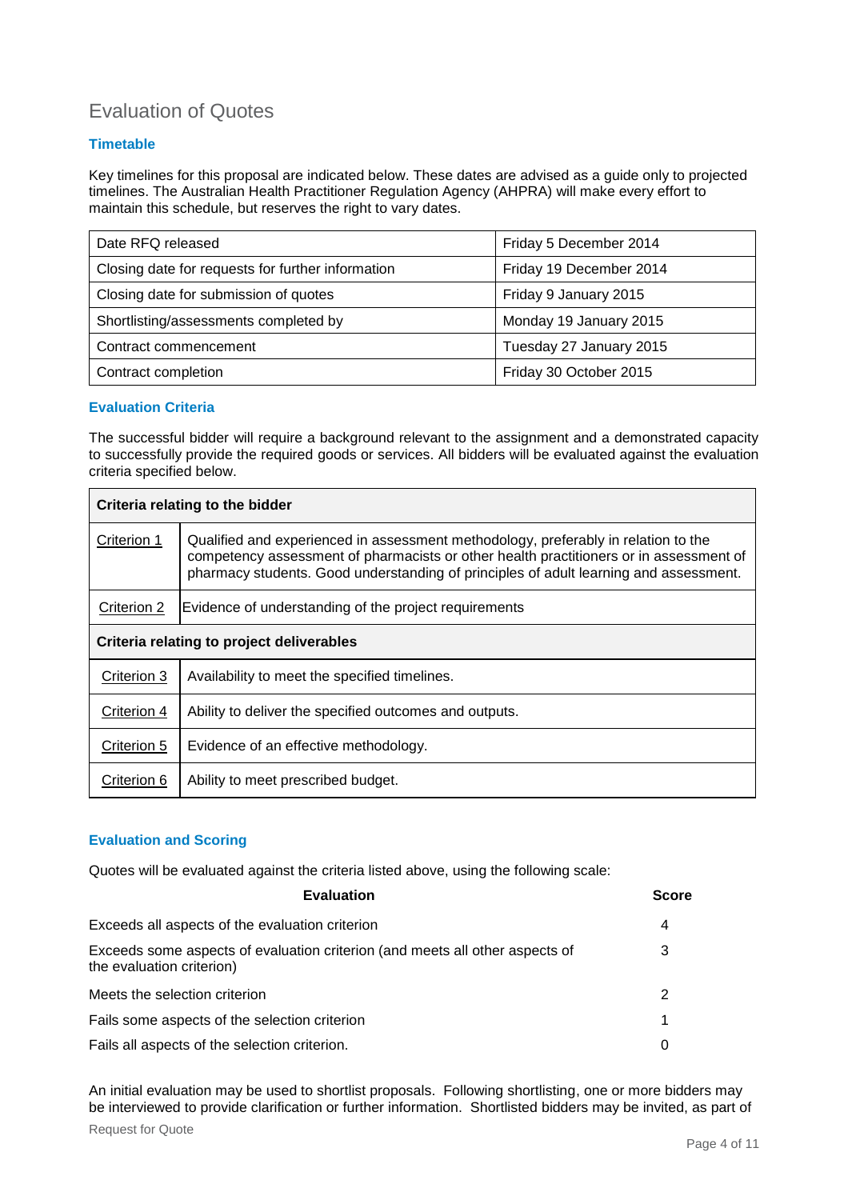## Evaluation of Quotes

### Timetable

Key timelines for this proposal are indicated below. These dates are advised as a guide only to projected timelines. The Australian Health Practitioner Regulation Agency (AHPRA) will make every effort to maintain this schedule, but reserves the right to vary dates.

| | |
|---|---|
| Date RFQ released | Friday 5 December 2014 |
| Closing date for requests for further information | Friday 19 December 2014 |
| Closing date for submission of quotes | Friday 9 January 2015 |
| Shortlisting/assessments completed by | Monday 19 January 2015 |
| Contract commencement | Tuesday 27 January 2015 |
| Contract completion | Friday 30 October 2015 |

### Evaluation Criteria

The successful bidder will require a background relevant to the assignment and a demonstrated capacity to successfully provide the required goods or services. All bidders will be evaluated against the evaluation criteria specified below.

| **Criteria relating to the bidder** | |
|---|---|
| Criterion 1 | Qualified and experienced in assessment methodology, preferably in relation to the competency assessment of pharmacists or other health practitioners or in assessment of pharmacy students. Good understanding of principles of adult learning and assessment. |
| Criterion 2 | Evidence of understanding of the project requirements |
| **Criteria relating to project deliverables** | |
| Criterion 3 | Availability to meet the specified timelines. |
| Criterion 4 | Ability to deliver the specified outcomes and outputs. |
| Criterion 5 | Evidence of an effective methodology. |
| Criterion 6 | Ability to meet prescribed budget. |

### Evaluation and Scoring

Quotes will be evaluated against the criteria listed above, using the following scale:

| Evaluation | Score |
|---|---|
| Exceeds all aspects of the evaluation criterion | 4 |
| Exceeds some aspects of evaluation criterion (and meets all other aspects of the evaluation criterion) | 3 |
| Meets the selection criterion | 2 |
| Fails some aspects of the selection criterion | 1 |
| Fails all aspects of the selection criterion. | 0 |

An initial evaluation may be used to shortlist proposals. Following shortlisting, one or more bidders may be interviewed to provide clarification or further information. Shortlisted bidders may be invited, as part of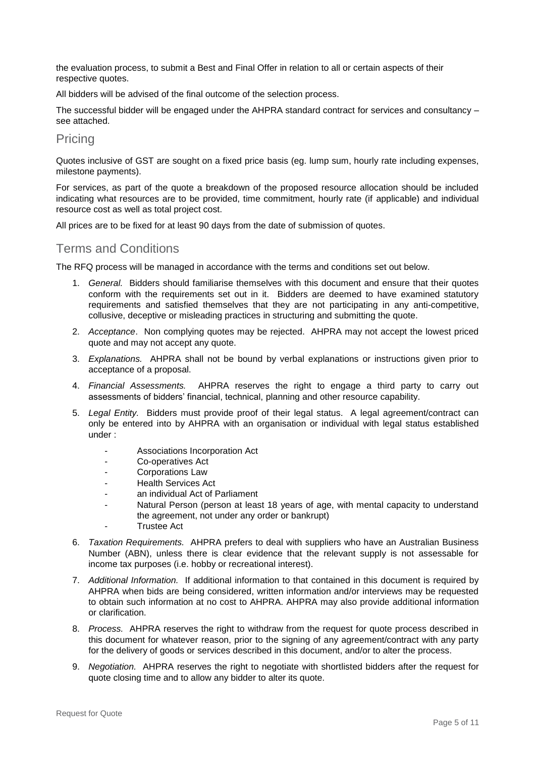the evaluation process, to submit a Best and Final Offer in relation to all or certain aspects of their respective quotes.

All bidders will be advised of the final outcome of the selection process.

The successful bidder will be engaged under the AHPRA standard contract for services and consultancy – see attached.

## Pricing

Quotes inclusive of GST are sought on a fixed price basis (eg. lump sum, hourly rate including expenses, milestone payments).

For services, as part of the quote a breakdown of the proposed resource allocation should be included indicating what resources are to be provided, time commitment, hourly rate (if applicable) and individual resource cost as well as total project cost.

All prices are to be fixed for at least 90 days from the date of submission of quotes.

## Terms and Conditions

The RFQ process will be managed in accordance with the terms and conditions set out below.

1. *General.* Bidders should familiarise themselves with this document and ensure that their quotes conform with the requirements set out in it. Bidders are deemed to have examined statutory requirements and satisfied themselves that they are not participating in any anti-competitive, collusive, deceptive or misleading practices in structuring and submitting the quote.
2. *Acceptance*. Non complying quotes may be rejected. AHPRA may not accept the lowest priced quote and may not accept any quote.
3. *Explanations.* AHPRA shall not be bound by verbal explanations or instructions given prior to acceptance of a proposal.
4. *Financial Assessments.* AHPRA reserves the right to engage a third party to carry out assessments of bidders' financial, technical, planning and other resource capability.
5. *Legal Entity.* Bidders must provide proof of their legal status. A legal agreement/contract can only be entered into by AHPRA with an organisation or individual with legal status established under :
   - Associations Incorporation Act
   - Co-operatives Act
   - Corporations Law
   - Health Services Act
   - an individual Act of Parliament
   - Natural Person (person at least 18 years of age, with mental capacity to understand the agreement, not under any order or bankrupt)
   - Trustee Act
6. *Taxation Requirements.* AHPRA prefers to deal with suppliers who have an Australian Business Number (ABN), unless there is clear evidence that the relevant supply is not assessable for income tax purposes (i.e. hobby or recreational interest).
7. *Additional Information.* If additional information to that contained in this document is required by AHPRA when bids are being considered, written information and/or interviews may be requested to obtain such information at no cost to AHPRA. AHPRA may also provide additional information or clarification.
8. *Process.* AHPRA reserves the right to withdraw from the request for quote process described in this document for whatever reason, prior to the signing of any agreement/contract with any party for the delivery of goods or services described in this document, and/or to alter the process.
9. *Negotiation.* AHPRA reserves the right to negotiate with shortlisted bidders after the request for quote closing time and to allow any bidder to alter its quote.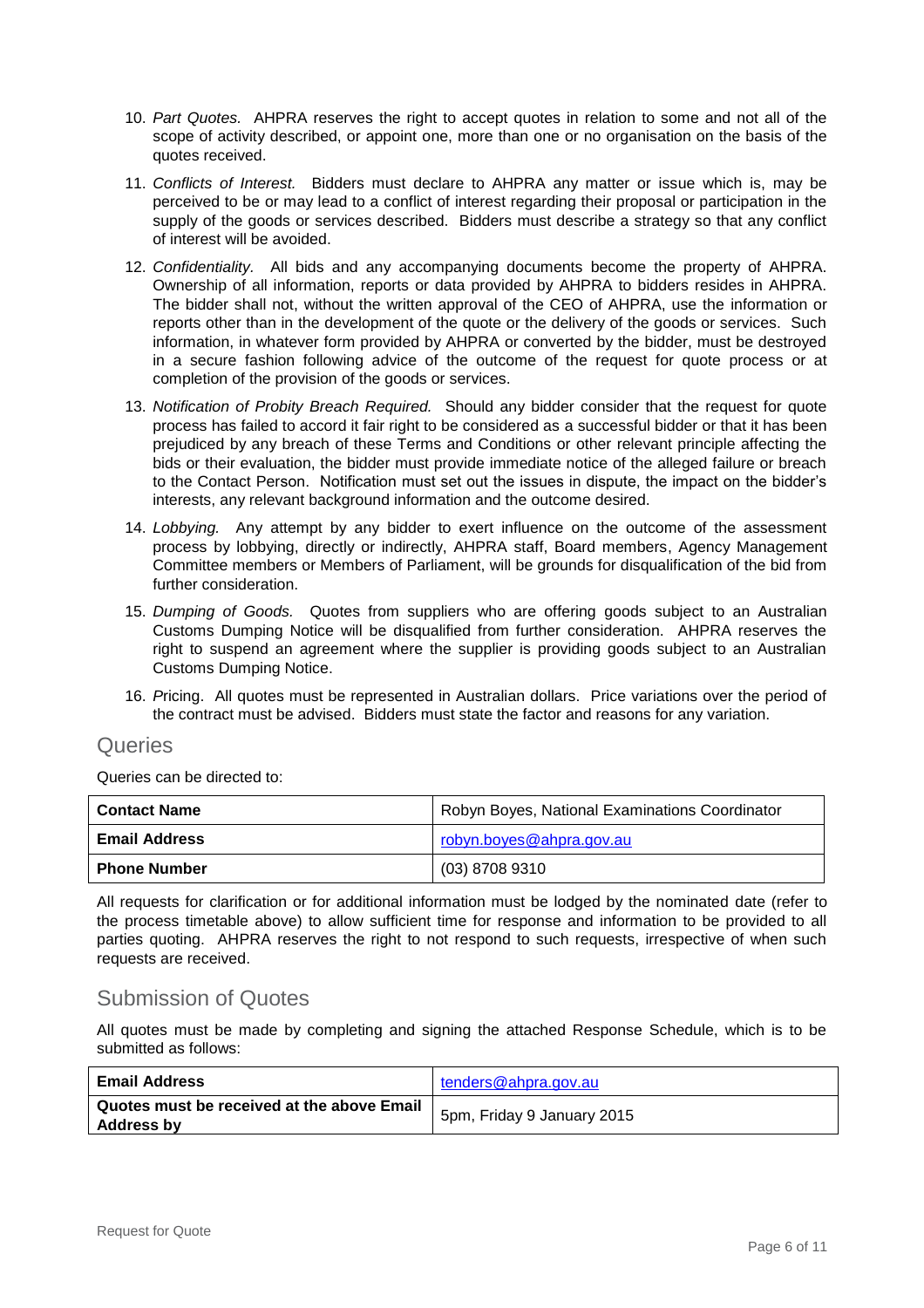10. *Part Quotes.* AHPRA reserves the right to accept quotes in relation to some and not all of the scope of activity described, or appoint one, more than one or no organisation on the basis of the quotes received.
11. *Conflicts of Interest.* Bidders must declare to AHPRA any matter or issue which is, may be perceived to be or may lead to a conflict of interest regarding their proposal or participation in the supply of the goods or services described. Bidders must describe a strategy so that any conflict of interest will be avoided.
12. *Confidentiality.* All bids and any accompanying documents become the property of AHPRA. Ownership of all information, reports or data provided by AHPRA to bidders resides in AHPRA. The bidder shall not, without the written approval of the CEO of AHPRA, use the information or reports other than in the development of the quote or the delivery of the goods or services. Such information, in whatever form provided by AHPRA or converted by the bidder, must be destroyed in a secure fashion following advice of the outcome of the request for quote process or at completion of the provision of the goods or services.
13. *Notification of Probity Breach Required.* Should any bidder consider that the request for quote process has failed to accord it fair right to be considered as a successful bidder or that it has been prejudiced by any breach of these Terms and Conditions or other relevant principle affecting the bids or their evaluation, the bidder must provide immediate notice of the alleged failure or breach to the Contact Person. Notification must set out the issues in dispute, the impact on the bidder's interests, any relevant background information and the outcome desired.
14. *Lobbying.* Any attempt by any bidder to exert influence on the outcome of the assessment process by lobbying, directly or indirectly, AHPRA staff, Board members, Agency Management Committee members or Members of Parliament, will be grounds for disqualification of the bid from further consideration.
15. *Dumping of Goods.* Quotes from suppliers who are offering goods subject to an Australian Customs Dumping Notice will be disqualified from further consideration. AHPRA reserves the right to suspend an agreement where the supplier is providing goods subject to an Australian Customs Dumping Notice.
16. *P*ricing. All quotes must be represented in Australian dollars. Price variations over the period of the contract must be advised. Bidders must state the factor and reasons for any variation.

## Queries

Queries can be directed to:

| **Contact Name** | Robyn Boyes, National Examinations Coordinator |
|---|---|
| **Email Address** | robyn.boyes@ahpra.gov.au |
| **Phone Number** | (03) 8708 9310 |

All requests for clarification or for additional information must be lodged by the nominated date (refer to the process timetable above) to allow sufficient time for response and information to be provided to all parties quoting. AHPRA reserves the right to not respond to such requests, irrespective of when such requests are received.

## Submission of Quotes

All quotes must be made by completing and signing the attached Response Schedule, which is to be submitted as follows:

| **Email Address** | tenders@ahpra.gov.au |
|---|---|
| **Quotes must be received at the above Email Address by** | 5pm, Friday 9 January 2015 |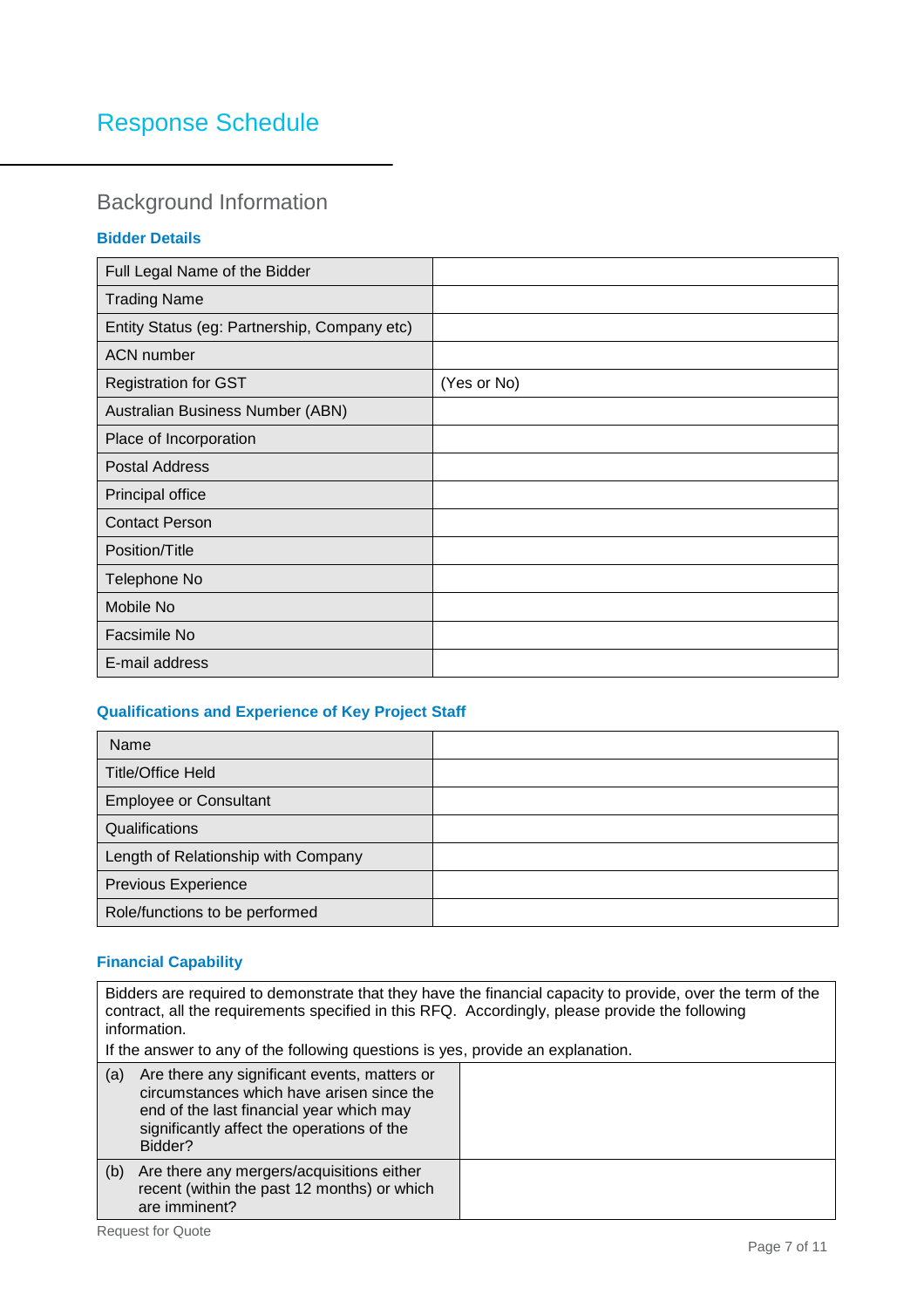# Response Schedule

## Background Information

### Bidder Details

| Field | Response |
|---|---|
| Full Legal Name of the Bidder | |
| Trading Name | |
| Entity Status (eg: Partnership, Company etc) | |
| ACN number | |
| Registration for GST | (Yes or No) |
| Australian Business Number (ABN) | |
| Place of Incorporation | |
| Postal Address | |
| Principal office | |
| Contact Person | |
| Position/Title | |
| Telephone No | |
| Mobile No | |
| Facsimile No | |
| E-mail address | |

### Qualifications and Experience of Key Project Staff

| Field | Response |
|---|---|
| Name | |
| Title/Office Held | |
| Employee or Consultant | |
| Qualifications | |
| Length of Relationship with Company | |
| Previous Experience | |
| Role/functions to be performed | |

### Financial Capability

Bidders are required to demonstrate that they have the financial capacity to provide, over the term of the contract, all the requirements specified in this RFQ. Accordingly, please provide the following information.

If the answer to any of the following questions is yes, provide an explanation.

| Question | Response |
|---|---|
| (a) Are there any significant events, matters or circumstances which have arisen since the end of the last financial year which may significantly affect the operations of the Bidder? | |
| (b) Are there any mergers/acquisitions either recent (within the past 12 months) or which are imminent? | |

Request for Quote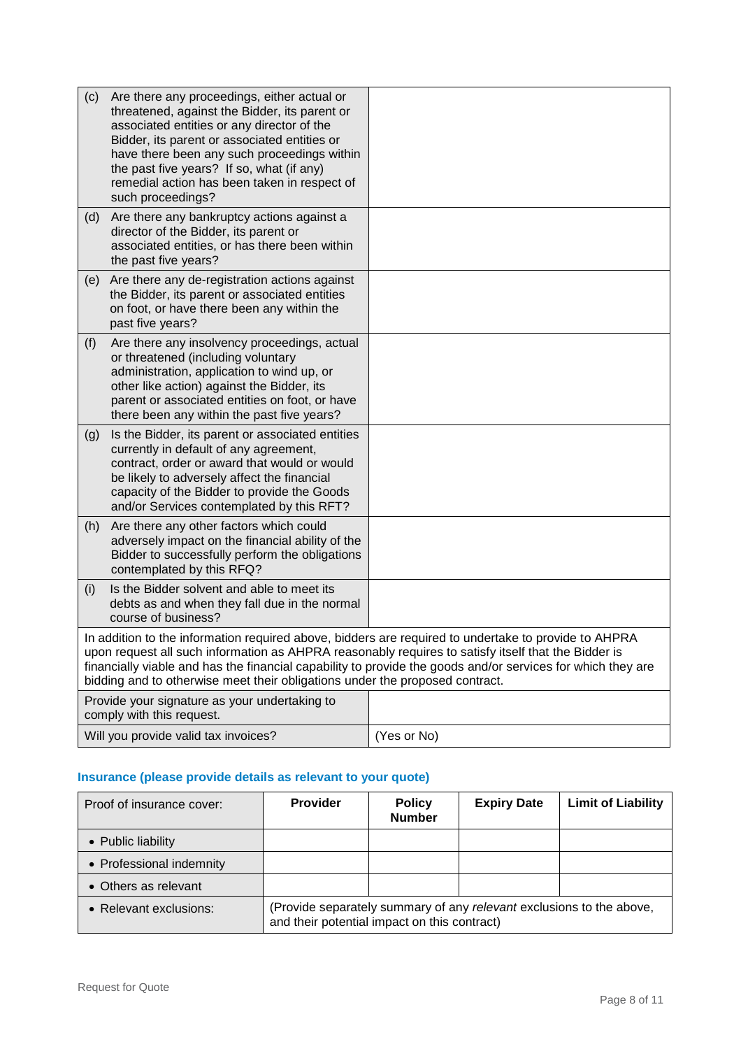| | |
|---|---|
| (c) Are there any proceedings, either actual or threatened, against the Bidder, its parent or associated entities or any director of the Bidder, its parent or associated entities or have there been any such proceedings within the past five years? If so, what (if any) remedial action has been taken in respect of such proceedings? | |
| (d) Are there any bankruptcy actions against a director of the Bidder, its parent or associated entities, or has there been within the past five years? | |
| (e) Are there any de-registration actions against the Bidder, its parent or associated entities on foot, or have there been any within the past five years? | |
| (f) Are there any insolvency proceedings, actual or threatened (including voluntary administration, application to wind up, or other like action) against the Bidder, its parent or associated entities on foot, or have there been any within the past five years? | |
| (g) Is the Bidder, its parent or associated entities currently in default of any agreement, contract, order or award that would or would be likely to adversely affect the financial capacity of the Bidder to provide the Goods and/or Services contemplated by this RFT? | |
| (h) Are there any other factors which could adversely impact on the financial ability of the Bidder to successfully perform the obligations contemplated by this RFQ? | |
| (i) Is the Bidder solvent and able to meet its debts as and when they fall due in the normal course of business? | |
| In addition to the information required above, bidders are required to undertake to provide to AHPRA upon request all such information as AHPRA reasonably requires to satisfy itself that the Bidder is financially viable and has the financial capability to provide the goods and/or services for which they are bidding and to otherwise meet their obligations under the proposed contract. | |
| Provide your signature as your undertaking to comply with this request. | |
| Will you provide valid tax invoices? | (Yes or No) |

### Insurance (please provide details as relevant to your quote)

| Proof of insurance cover: | **Provider** | **Policy Number** | **Expiry Date** | **Limit of Liability** |
|---|---|---|---|---|
| • Public liability | | | | |
| • Professional indemnity | | | | |
| • Others as relevant | | | | |
| • Relevant exclusions: | (Provide separately summary of any *relevant* exclusions to the above, and their potential impact on this contract) | | | |

Request for Quote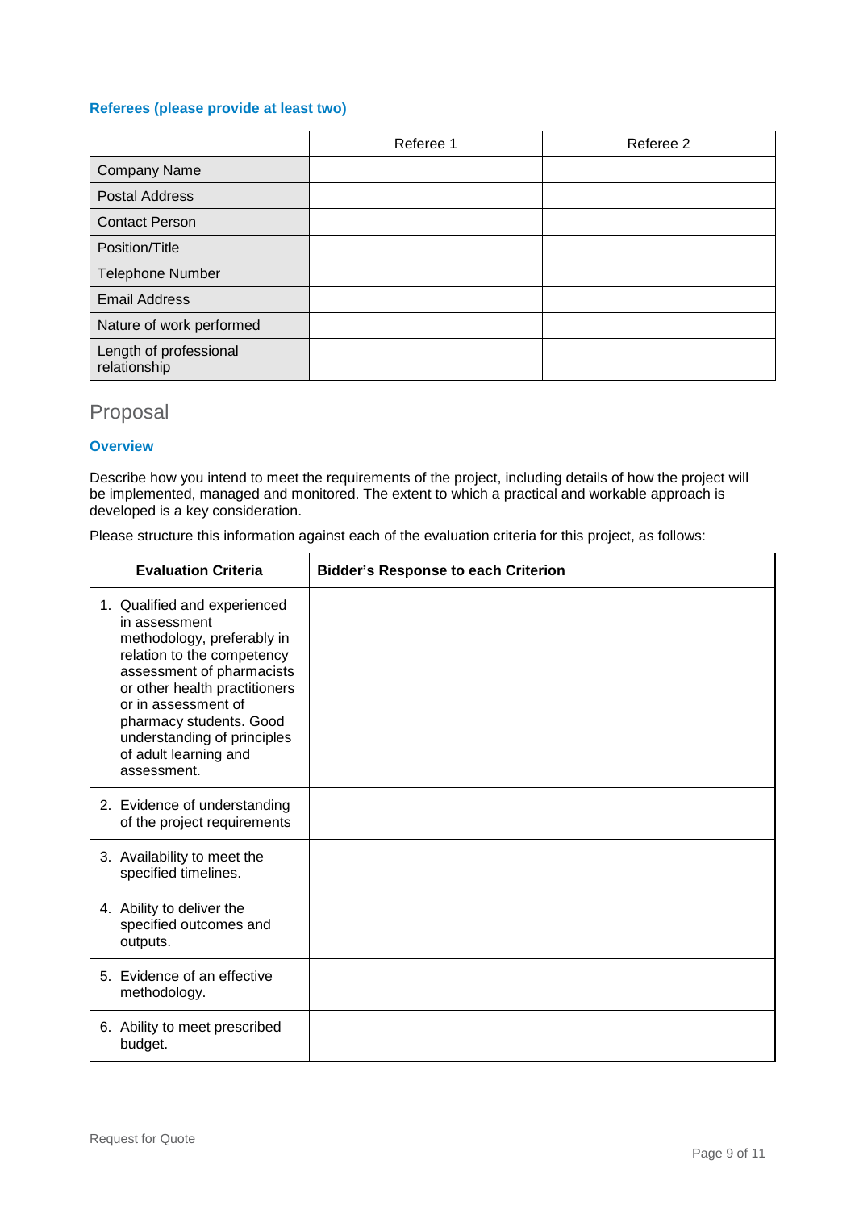### Referees (please provide at least two)

| | Referee 1 | Referee 2 |
|---|---|---|
| Company Name | | |
| Postal Address | | |
| Contact Person | | |
| Position/Title | | |
| Telephone Number | | |
| Email Address | | |
| Nature of work performed | | |
| Length of professional relationship | | |

## Proposal

### Overview

Describe how you intend to meet the requirements of the project, including details of how the project will be implemented, managed and monitored. The extent to which a practical and workable approach is developed is a key consideration.

Please structure this information against each of the evaluation criteria for this project, as follows:

| Evaluation Criteria | Bidder's Response to each Criterion |
|---|---|
| 1. Qualified and experienced in assessment methodology, preferably in relation to the competency assessment of pharmacists or other health practitioners or in assessment of pharmacy students. Good understanding of principles of adult learning and assessment. | |
| 2. Evidence of understanding of the project requirements | |
| 3. Availability to meet the specified timelines. | |
| 4. Ability to deliver the specified outcomes and outputs. | |
| 5. Evidence of an effective methodology. | |
| 6. Ability to meet prescribed budget. | |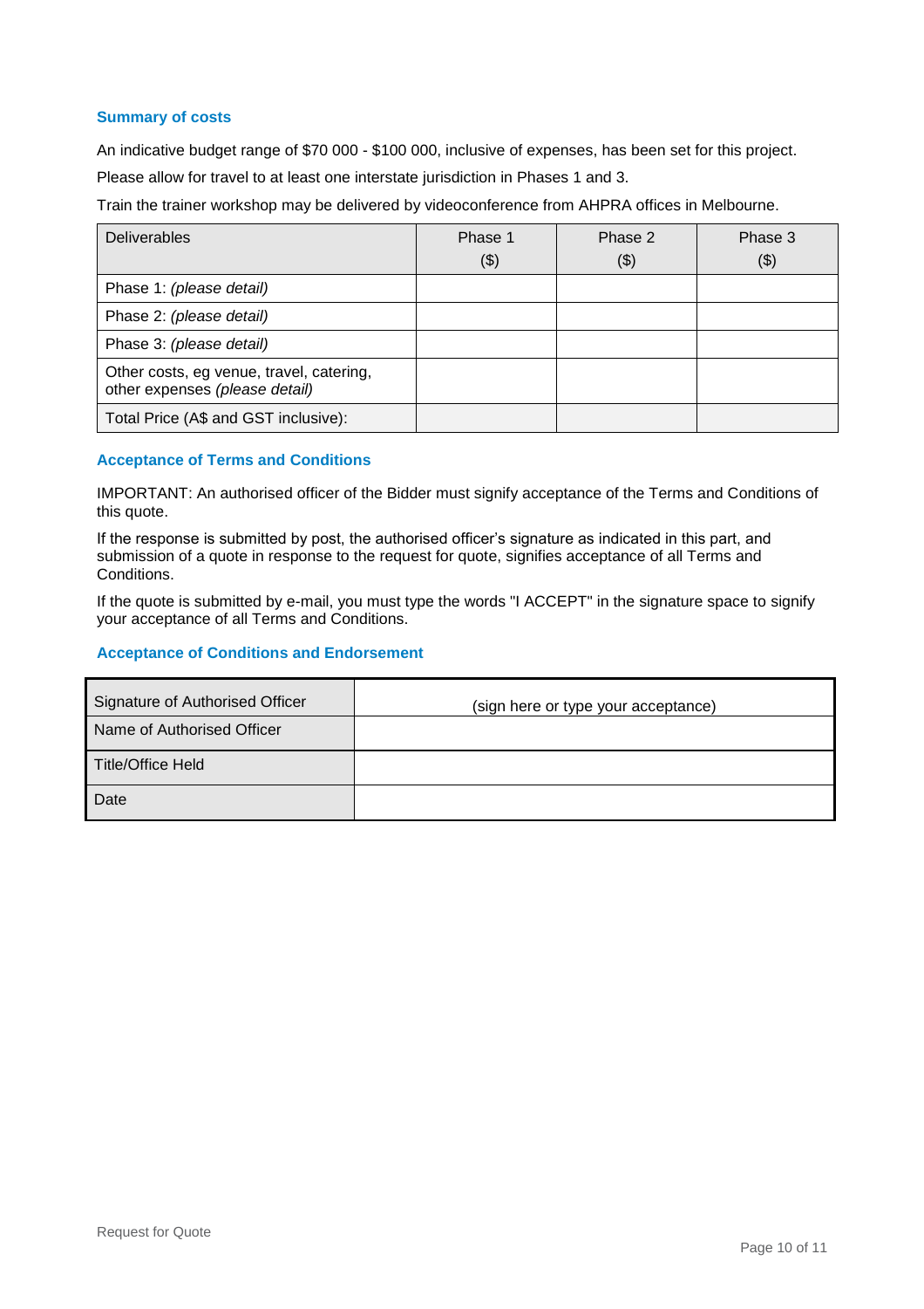### Summary of costs

An indicative budget range of $70 000 - $100 000, inclusive of expenses, has been set for this project.

Please allow for travel to at least one interstate jurisdiction in Phases 1 and 3.

Train the trainer workshop may be delivered by videoconference from AHPRA offices in Melbourne.

| Deliverables | Phase 1 ($) | Phase 2 ($) | Phase 3 ($) |
|---|---|---|---|
| Phase 1: *(please detail)* | | | |
| Phase 2: *(please detail)* | | | |
| Phase 3: *(please detail)* | | | |
| Other costs, eg venue, travel, catering, other expenses *(please detail)* | | | |
| Total Price (A$ and GST inclusive): | | | |

### Acceptance of Terms and Conditions

IMPORTANT: An authorised officer of the Bidder must signify acceptance of the Terms and Conditions of this quote.

If the response is submitted by post, the authorised officer's signature as indicated in this part, and submission of a quote in response to the request for quote, signifies acceptance of all Terms and Conditions.

If the quote is submitted by e-mail, you must type the words "I ACCEPT" in the signature space to signify your acceptance of all Terms and Conditions.

### Acceptance of Conditions and Endorsement

| | |
|---|---|
| Signature of Authorised Officer | (sign here or type your acceptance) |
| Name of Authorised Officer | |
| Title/Office Held | |
| Date | |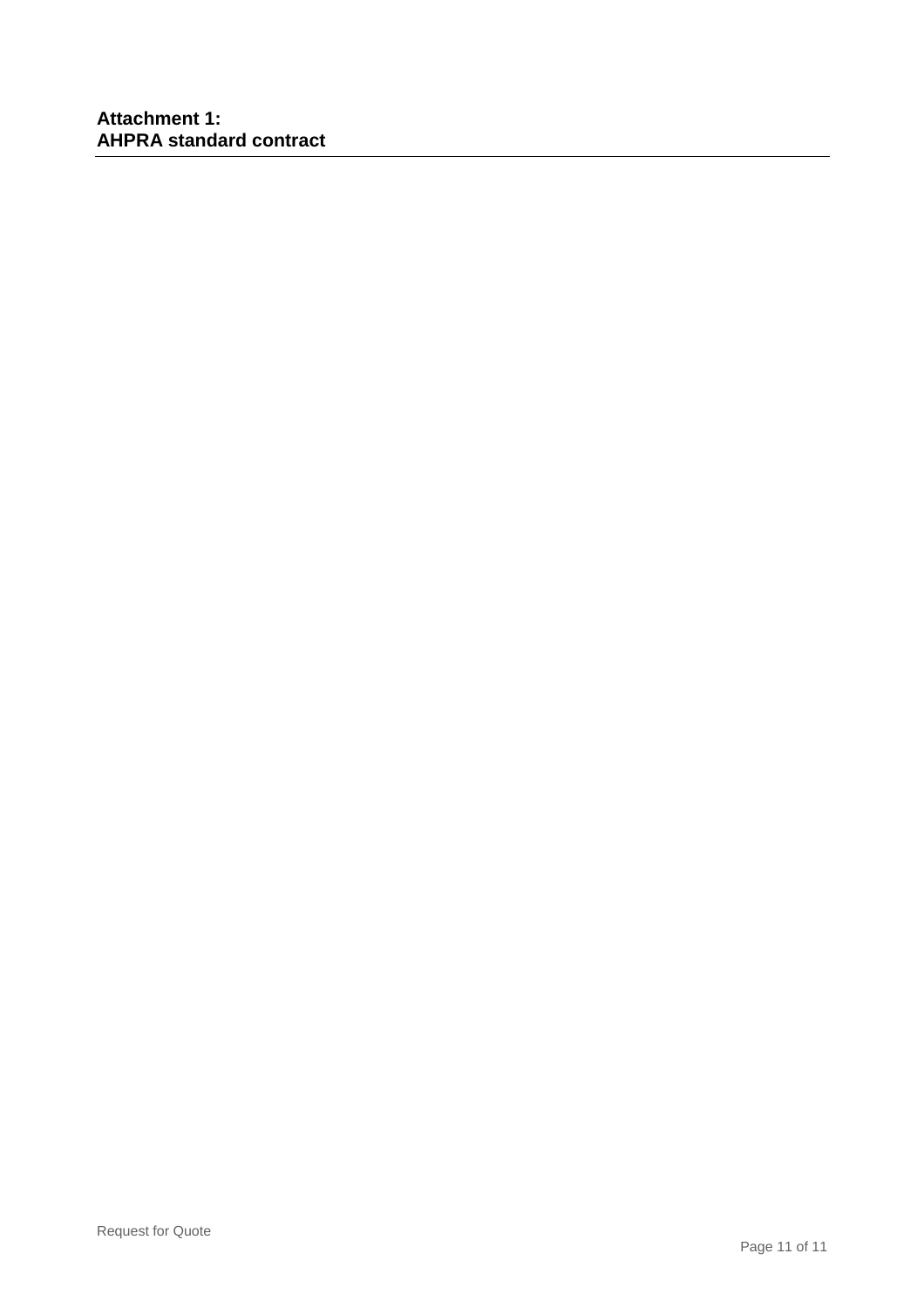## Attachment 1: AHPRA standard contract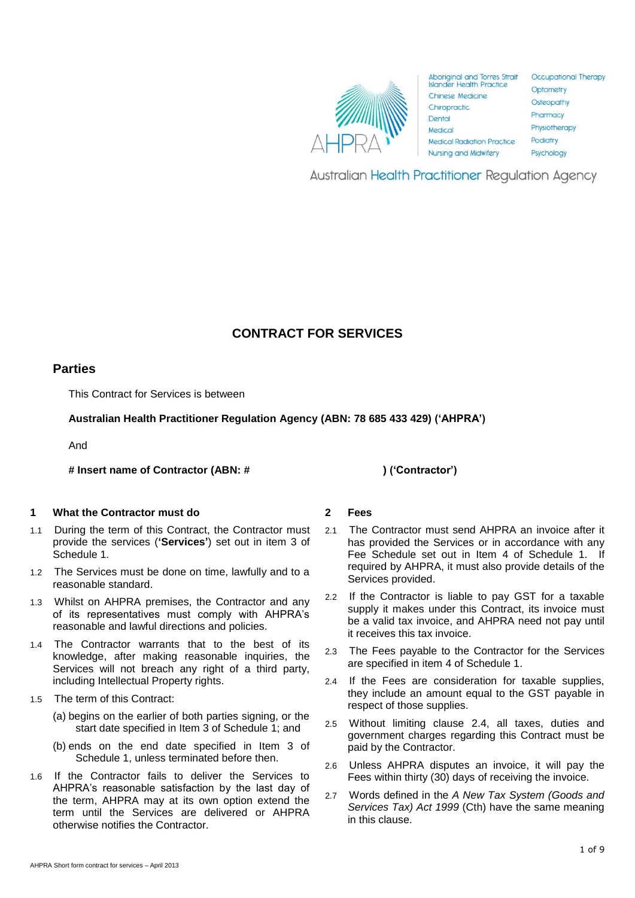Aboriginal and Torres Strait Islander Health Practice | Chinese Medicine | Chiropractic | Dental | Medical | Medical Radiation Practice | Nursing and Midwifery | Occupational Therapy | Optometry | Osteopathy | Pharmacy | Physiotherapy | Podiatry | Psychology

Australian Health Practitioner Regulation Agency

# CONTRACT FOR SERVICES

## Parties

This Contract for Services is between

**Australian Health Practitioner Regulation Agency (ABN: 78 685 433 429) ('AHPRA')**

And

**# Insert name of Contractor (ABN: # ) ('Contractor')**

### 1 What the Contractor must do

1.1 During the term of this Contract, the Contractor must provide the services (**'Services'**) set out in item 3 of Schedule 1.

1.2 The Services must be done on time, lawfully and to a reasonable standard.

1.3 Whilst on AHPRA premises, the Contractor and any of its representatives must comply with AHPRA's reasonable and lawful directions and policies.

1.4 The Contractor warrants that to the best of its knowledge, after making reasonable inquiries, the Services will not breach any right of a third party, including Intellectual Property rights.

1.5 The term of this Contract:

(a) begins on the earlier of both parties signing, or the start date specified in Item 3 of Schedule 1; and

(b) ends on the end date specified in Item 3 of Schedule 1, unless terminated before then.

1.6 If the Contractor fails to deliver the Services to AHPRA's reasonable satisfaction by the last day of the term, AHPRA may at its own option extend the term until the Services are delivered or AHPRA otherwise notifies the Contractor.

### 2 Fees

2.1 The Contractor must send AHPRA an invoice after it has provided the Services or in accordance with any Fee Schedule set out in Item 4 of Schedule 1. If required by AHPRA, it must also provide details of the Services provided.

2.2 If the Contractor is liable to pay GST for a taxable supply it makes under this Contract, its invoice must be a valid tax invoice, and AHPRA need not pay until it receives this tax invoice.

2.3 The Fees payable to the Contractor for the Services are specified in item 4 of Schedule 1.

2.4 If the Fees are consideration for taxable supplies, they include an amount equal to the GST payable in respect of those supplies.

2.5 Without limiting clause 2.4, all taxes, duties and government charges regarding this Contract must be paid by the Contractor.

2.6 Unless AHPRA disputes an invoice, it will pay the Fees within thirty (30) days of receiving the invoice.

2.7 Words defined in the *A New Tax System (Goods and Services Tax) Act 1999* (Cth) have the same meaning in this clause.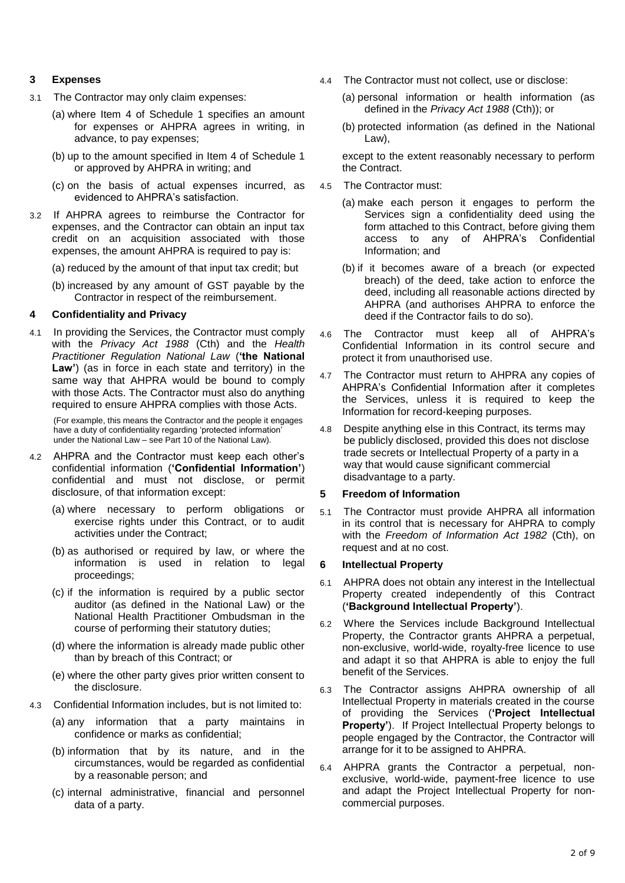## 3 Expenses

3.1 The Contractor may only claim expenses:

(a) where Item 4 of Schedule 1 specifies an amount for expenses or AHPRA agrees in writing, in advance, to pay expenses;

(b) up to the amount specified in Item 4 of Schedule 1 or approved by AHPRA in writing; and

(c) on the basis of actual expenses incurred, as evidenced to AHPRA's satisfaction.

3.2 If AHPRA agrees to reimburse the Contractor for expenses, and the Contractor can obtain an input tax credit on an acquisition associated with those expenses, the amount AHPRA is required to pay is:

(a) reduced by the amount of that input tax credit; but

(b) increased by any amount of GST payable by the Contractor in respect of the reimbursement.

## 4 Confidentiality and Privacy

4.1 In providing the Services, the Contractor must comply with the *Privacy Act 1988* (Cth) and the *Health Practitioner Regulation National Law* (**'the National Law'**) (as in force in each state and territory) in the same way that AHPRA would be bound to comply with those Acts. The Contractor must also do anything required to ensure AHPRA complies with those Acts.

(For example, this means the Contractor and the people it engages have a duty of confidentiality regarding 'protected information' under the National Law – see Part 10 of the National Law).

4.2 AHPRA and the Contractor must keep each other's confidential information (**'Confidential Information'**) confidential and must not disclose, or permit disclosure, of that information except:

(a) where necessary to perform obligations or exercise rights under this Contract, or to audit activities under the Contract;

(b) as authorised or required by law, or where the information is used in relation to legal proceedings;

(c) if the information is required by a public sector auditor (as defined in the National Law) or the National Health Practitioner Ombudsman in the course of performing their statutory duties;

(d) where the information is already made public other than by breach of this Contract; or

(e) where the other party gives prior written consent to the disclosure.

4.3 Confidential Information includes, but is not limited to:

(a) any information that a party maintains in confidence or marks as confidential;

(b) information that by its nature, and in the circumstances, would be regarded as confidential by a reasonable person; and

(c) internal administrative, financial and personnel data of a party.

4.4 The Contractor must not collect, use or disclose:

(a) personal information or health information (as defined in the *Privacy Act 1988* (Cth)); or

(b) protected information (as defined in the National Law),

except to the extent reasonably necessary to perform the Contract.

4.5 The Contractor must:

(a) make each person it engages to perform the Services sign a confidentiality deed using the form attached to this Contract, before giving them access to any of AHPRA's Confidential Information; and

(b) if it becomes aware of a breach (or expected breach) of the deed, take action to enforce the deed, including all reasonable actions directed by AHPRA (and authorises AHPRA to enforce the deed if the Contractor fails to do so).

4.6 The Contractor must keep all of AHPRA's Confidential Information in its control secure and protect it from unauthorised use.

4.7 The Contractor must return to AHPRA any copies of AHPRA's Confidential Information after it completes the Services, unless it is required to keep the Information for record-keeping purposes.

4.8 Despite anything else in this Contract, its terms may be publicly disclosed, provided this does not disclose trade secrets or Intellectual Property of a party in a way that would cause significant commercial disadvantage to a party.

## 5 Freedom of Information

5.1 The Contractor must provide AHPRA all information in its control that is necessary for AHPRA to comply with the *Freedom of Information Act 1982* (Cth), on request and at no cost.

## 6 Intellectual Property

6.1 AHPRA does not obtain any interest in the Intellectual Property created independently of this Contract (**'Background Intellectual Property'**).

6.2 Where the Services include Background Intellectual Property, the Contractor grants AHPRA a perpetual, non-exclusive, world-wide, royalty-free licence to use and adapt it so that AHPRA is able to enjoy the full benefit of the Services.

6.3 The Contractor assigns AHPRA ownership of all Intellectual Property in materials created in the course of providing the Services (**'Project Intellectual Property'**). If Project Intellectual Property belongs to people engaged by the Contractor, the Contractor will arrange for it to be assigned to AHPRA.

6.4 AHPRA grants the Contractor a perpetual, non-exclusive, world-wide, payment-free licence to use and adapt the Project Intellectual Property for non-commercial purposes.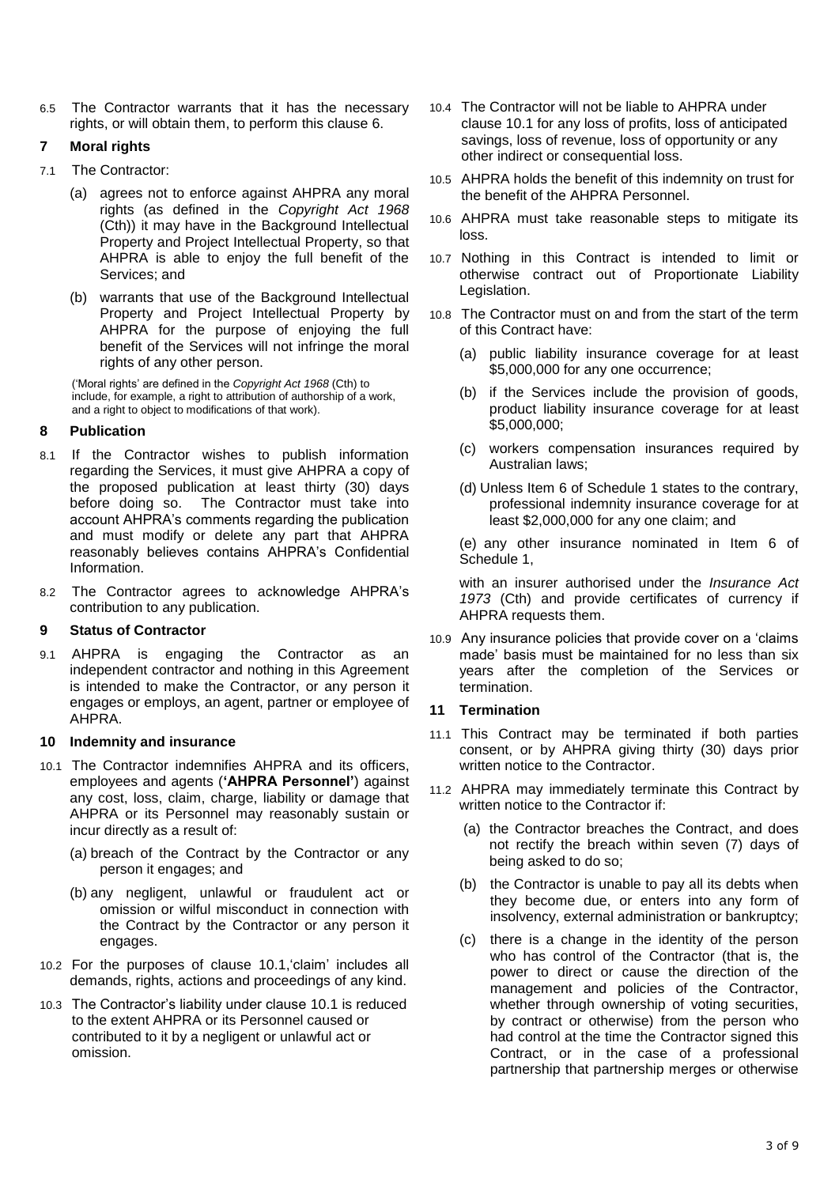6.5 The Contractor warrants that it has the necessary rights, or will obtain them, to perform this clause 6.

## 7 Moral rights

7.1 The Contractor:

(a) agrees not to enforce against AHPRA any moral rights (as defined in the *Copyright Act 1968* (Cth)) it may have in the Background Intellectual Property and Project Intellectual Property, so that AHPRA is able to enjoy the full benefit of the Services; and

(b) warrants that use of the Background Intellectual Property and Project Intellectual Property by AHPRA for the purpose of enjoying the full benefit of the Services will not infringe the moral rights of any other person.

('Moral rights' are defined in the *Copyright Act 1968* (Cth) to include, for example, a right to attribution of authorship of a work, and a right to object to modifications of that work).

## 8 Publication

8.1 If the Contractor wishes to publish information regarding the Services, it must give AHPRA a copy of the proposed publication at least thirty (30) days before doing so. The Contractor must take into account AHPRA's comments regarding the publication and must modify or delete any part that AHPRA reasonably believes contains AHPRA's Confidential Information.

8.2 The Contractor agrees to acknowledge AHPRA's contribution to any publication.

## 9 Status of Contractor

9.1 AHPRA is engaging the Contractor as an independent contractor and nothing in this Agreement is intended to make the Contractor, or any person it engages or employs, an agent, partner or employee of AHPRA.

## 10 Indemnity and insurance

10.1 The Contractor indemnifies AHPRA and its officers, employees and agents (**'AHPRA Personnel'**) against any cost, loss, claim, charge, liability or damage that AHPRA or its Personnel may reasonably sustain or incur directly as a result of:

(a) breach of the Contract by the Contractor or any person it engages; and

(b) any negligent, unlawful or fraudulent act or omission or wilful misconduct in connection with the Contract by the Contractor or any person it engages.

10.2 For the purposes of clause 10.1,'claim' includes all demands, rights, actions and proceedings of any kind.

10.3 The Contractor's liability under clause 10.1 is reduced to the extent AHPRA or its Personnel caused or contributed to it by a negligent or unlawful act or omission.

10.4 The Contractor will not be liable to AHPRA under clause 10.1 for any loss of profits, loss of anticipated savings, loss of revenue, loss of opportunity or any other indirect or consequential loss.

10.5 AHPRA holds the benefit of this indemnity on trust for the benefit of the AHPRA Personnel.

10.6 AHPRA must take reasonable steps to mitigate its loss.

10.7 Nothing in this Contract is intended to limit or otherwise contract out of Proportionate Liability Legislation.

10.8 The Contractor must on and from the start of the term of this Contract have:

(a) public liability insurance coverage for at least $5,000,000 for any one occurrence;

(b) if the Services include the provision of goods, product liability insurance coverage for at least $5,000,000;

(c) workers compensation insurances required by Australian laws;

(d) Unless Item 6 of Schedule 1 states to the contrary, professional indemnity insurance coverage for at least $2,000,000 for any one claim; and

(e) any other insurance nominated in Item 6 of Schedule 1,

with an insurer authorised under the *Insurance Act 1973* (Cth) and provide certificates of currency if AHPRA requests them.

10.9 Any insurance policies that provide cover on a 'claims made' basis must be maintained for no less than six years after the completion of the Services or termination.

## 11 Termination

11.1 This Contract may be terminated if both parties consent, or by AHPRA giving thirty (30) days prior written notice to the Contractor.

11.2 AHPRA may immediately terminate this Contract by written notice to the Contractor if:

(a) the Contractor breaches the Contract, and does not rectify the breach within seven (7) days of being asked to do so;

(b) the Contractor is unable to pay all its debts when they become due, or enters into any form of insolvency, external administration or bankruptcy;

(c) there is a change in the identity of the person who has control of the Contractor (that is, the power to direct or cause the direction of the management and policies of the Contractor, whether through ownership of voting securities, by contract or otherwise) from the person who had control at the time the Contractor signed this Contract, or in the case of a professional partnership that partnership merges or otherwise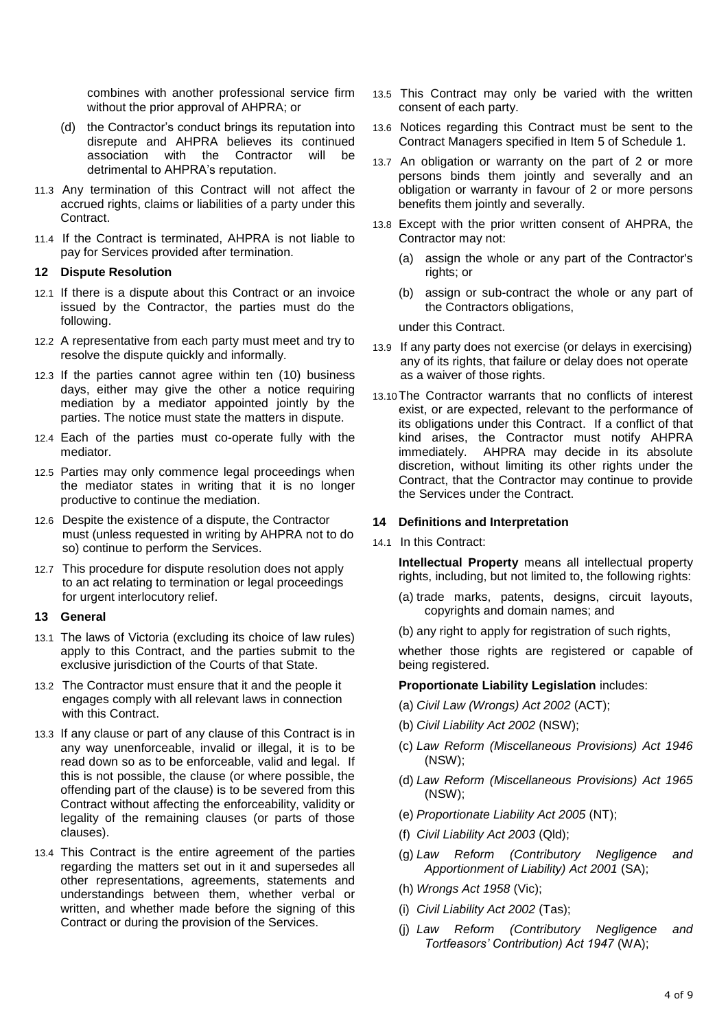combines with another professional service firm without the prior approval of AHPRA; or

(d) the Contractor's conduct brings its reputation into disrepute and AHPRA believes its continued association with the Contractor will be detrimental to AHPRA's reputation.

11.3 Any termination of this Contract will not affect the accrued rights, claims or liabilities of a party under this Contract.

11.4 If the Contract is terminated, AHPRA is not liable to pay for Services provided after termination.

**12 Dispute Resolution**

12.1 If there is a dispute about this Contract or an invoice issued by the Contractor, the parties must do the following.

12.2 A representative from each party must meet and try to resolve the dispute quickly and informally.

12.3 If the parties cannot agree within ten (10) business days, either may give the other a notice requiring mediation by a mediator appointed jointly by the parties. The notice must state the matters in dispute.

12.4 Each of the parties must co-operate fully with the mediator.

12.5 Parties may only commence legal proceedings when the mediator states in writing that it is no longer productive to continue the mediation.

12.6 Despite the existence of a dispute, the Contractor must (unless requested in writing by AHPRA not to do so) continue to perform the Services.

12.7 This procedure for dispute resolution does not apply to an act relating to termination or legal proceedings for urgent interlocutory relief.

**13 General**

13.1 The laws of Victoria (excluding its choice of law rules) apply to this Contract, and the parties submit to the exclusive jurisdiction of the Courts of that State.

13.2 The Contractor must ensure that it and the people it engages comply with all relevant laws in connection with this Contract.

13.3 If any clause or part of any clause of this Contract is in any way unenforceable, invalid or illegal, it is to be read down so as to be enforceable, valid and legal. If this is not possible, the clause (or where possible, the offending part of the clause) is to be severed from this Contract without affecting the enforceability, validity or legality of the remaining clauses (or parts of those clauses).

13.4 This Contract is the entire agreement of the parties regarding the matters set out in it and supersedes all other representations, agreements, statements and understandings between them, whether verbal or written, and whether made before the signing of this Contract or during the provision of the Services.

13.5 This Contract may only be varied with the written consent of each party.

13.6 Notices regarding this Contract must be sent to the Contract Managers specified in Item 5 of Schedule 1.

13.7 An obligation or warranty on the part of 2 or more persons binds them jointly and severally and an obligation or warranty in favour of 2 or more persons benefits them jointly and severally.

13.8 Except with the prior written consent of AHPRA, the Contractor may not:

(a) assign the whole or any part of the Contractor's rights; or

(b) assign or sub-contract the whole or any part of the Contractors obligations,

under this Contract.

13.9 If any party does not exercise (or delays in exercising) any of its rights, that failure or delay does not operate as a waiver of those rights.

13.10 The Contractor warrants that no conflicts of interest exist, or are expected, relevant to the performance of its obligations under this Contract. If a conflict of that kind arises, the Contractor must notify AHPRA immediately. AHPRA may decide in its absolute discretion, without limiting its other rights under the Contract, that the Contractor may continue to provide the Services under the Contract.

**14 Definitions and Interpretation**

14.1 In this Contract:

**Intellectual Property** means all intellectual property rights, including, but not limited to, the following rights:

(a) trade marks, patents, designs, circuit layouts, copyrights and domain names; and

(b) any right to apply for registration of such rights,

whether those rights are registered or capable of being registered.

**Proportionate Liability Legislation** includes:

(a) *Civil Law (Wrongs) Act 2002* (ACT);

(b) *Civil Liability Act 2002* (NSW);

(c) *Law Reform (Miscellaneous Provisions) Act 1946* (NSW);

(d) *Law Reform (Miscellaneous Provisions) Act 1965* (NSW);

(e) *Proportionate Liability Act 2005* (NT);

(f) *Civil Liability Act 2003* (Qld);

(g) *Law Reform (Contributory Negligence and Apportionment of Liability) Act 2001* (SA);

(h) *Wrongs Act 1958* (Vic);

(i) *Civil Liability Act 2002* (Tas);

(j) *Law Reform (Contributory Negligence and Tortfeasors' Contribution) Act 1947* (WA);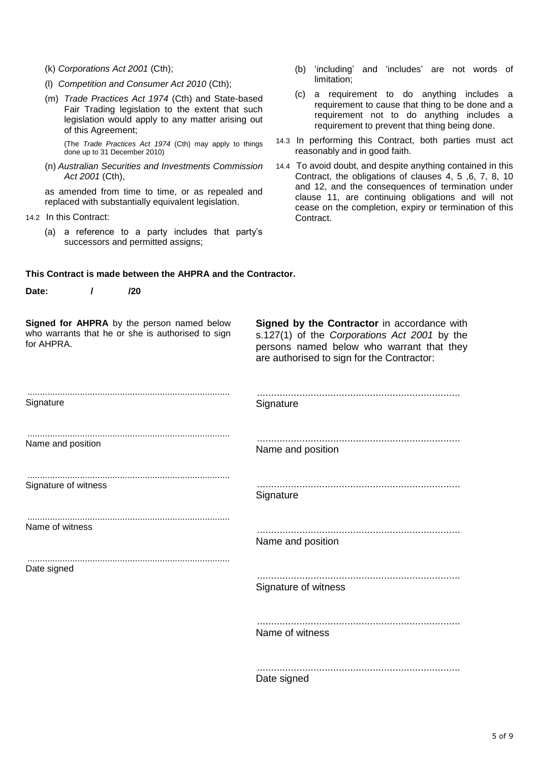(k) *Corporations Act 2001* (Cth);

(l) *Competition and Consumer Act 2010* (Cth);

(m) *Trade Practices Act 1974* (Cth) and State-based Fair Trading legislation to the extent that such legislation would apply to any matter arising out of this Agreement;

(The *Trade Practices Act 1974* (Cth) may apply to things done up to 31 December 2010)

(n) *Australian Securities and Investments Commission Act 2001* (Cth),

as amended from time to time, or as repealed and replaced with substantially equivalent legislation.

14.2 In this Contract:

(a) a reference to a party includes that party's successors and permitted assigns;

(b) 'including' and 'includes' are not words of limitation;

(c) a requirement to do anything includes a requirement to cause that thing to be done and a requirement not to do anything includes a requirement to prevent that thing being done.

14.3 In performing this Contract, both parties must act reasonably and in good faith.

14.4 To avoid doubt, and despite anything contained in this Contract, the obligations of clauses 4, 5 ,6, 7, 8, 10 and 12, and the consequences of termination under clause 11, are continuing obligations and will not cease on the completion, expiry or termination of this Contract.

**This Contract is made between the AHPRA and the Contractor.**

**Date: / /20**

**Signed for AHPRA** by the person named below who warrants that he or she is authorised to sign for AHPRA.

................................................................................
Signature

................................................................................
Name and position

................................................................................
Signature of witness

................................................................................
Name of witness

................................................................................
Date signed

**Signed by the Contractor** in accordance with s.127(1) of the *Corporations Act 2001* by the persons named below who warrant that they are authorised to sign for the Contractor:

........................................................................
Signature

........................................................................
Name and position

........................................................................
Signature

........................................................................
Name and position

........................................................................
Signature of witness

........................................................................
Name of witness

........................................................................
Date signed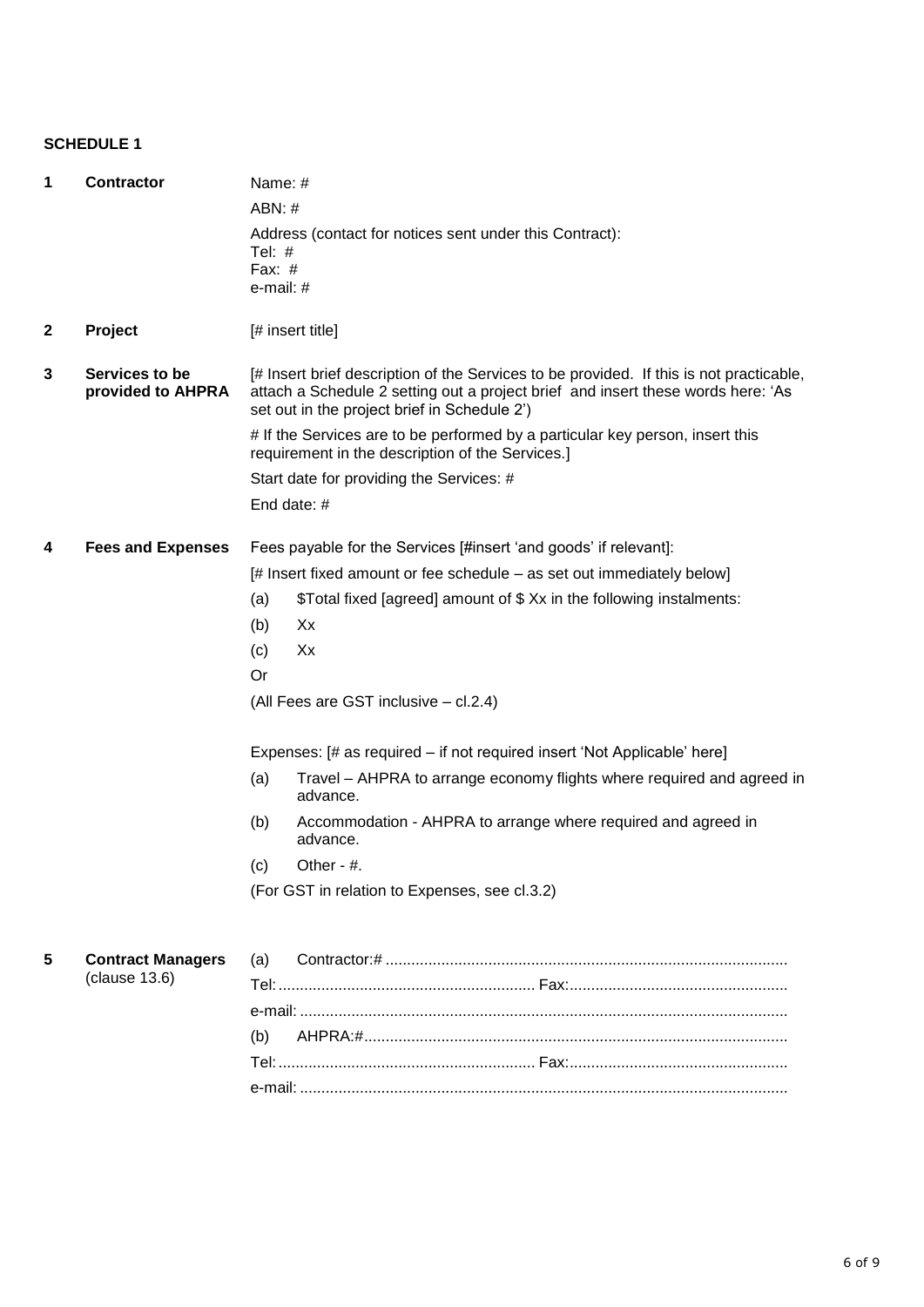## SCHEDULE 1

| | | |
|---|---|---|
| **1** | **Contractor** | Name: #<br>ABN: #<br>Address (contact for notices sent under this Contract):<br>Tel: #<br>Fax: #<br>e-mail: # |
| **2** | **Project** | [# insert title] |
| **3** | **Services to be provided to AHPRA** | [# Insert brief description of the Services to be provided. If this is not practicable, attach a Schedule 2 setting out a project brief and insert these words here: 'As set out in the project brief in Schedule 2')<br># If the Services are to be performed by a particular key person, insert this requirement in the description of the Services.]<br>Start date for providing the Services: #<br>End date: # |
| **4** | **Fees and Expenses** | Fees payable for the Services [#insert 'and goods' if relevant]:<br>[# Insert fixed amount or fee schedule – as set out immediately below]<br>(a) $Total fixed [agreed] amount of $ Xx in the following instalments:<br>(b) Xx<br>(c) Xx<br>Or<br>(All Fees are GST inclusive – cl.2.4)<br><br>Expenses: [# as required – if not required insert 'Not Applicable' here]<br>(a) Travel – AHPRA to arrange economy flights where required and agreed in advance.<br>(b) Accommodation - AHPRA to arrange where required and agreed in advance.<br>(c) Other - #.<br>(For GST in relation to Expenses, see cl.3.2) |
| **5** | **Contract Managers** (clause 13.6) | (a) Contractor:# ..........................................<br>Tel: .................................... Fax: ....................................<br>e-mail: ..........................................<br>(b) AHPRA:# ..........................................<br>Tel: .................................... Fax: ....................................<br>e-mail: .......................................... |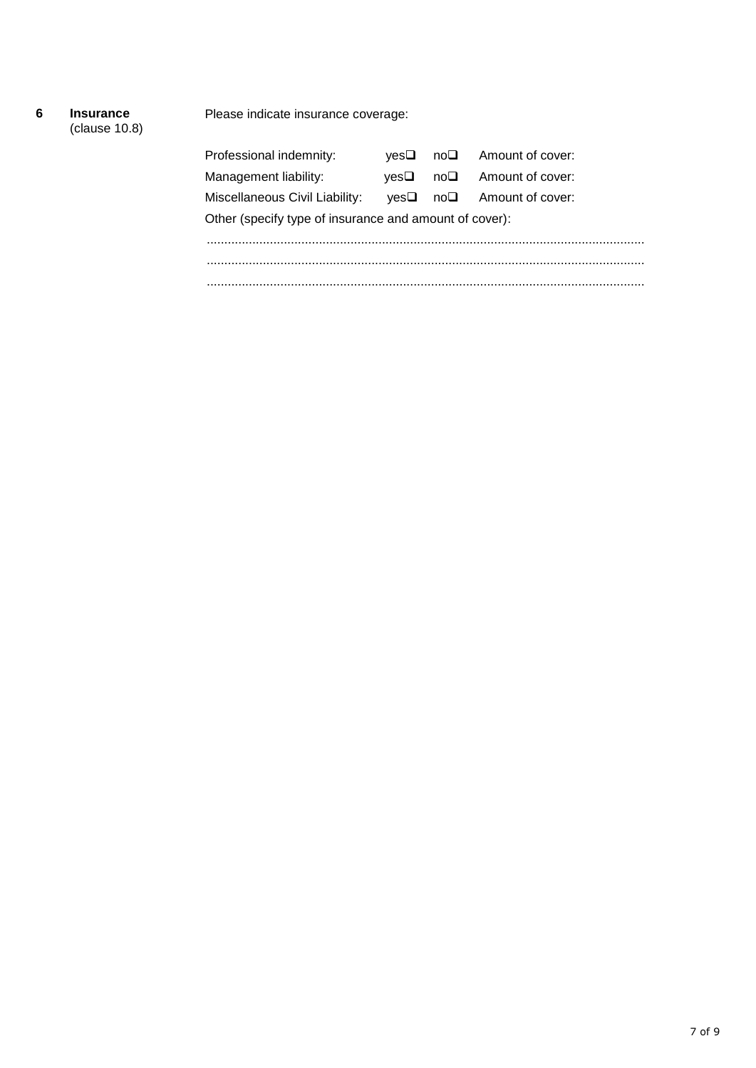**6 Insurance** (clause 10.8)

Please indicate insurance coverage:

| | | | |
|---|---|---|---|
| Professional indemnity: | yes❑ | no❑ | Amount of cover: |
| Management liability: | yes❑ | no❑ | Amount of cover: |
| Miscellaneous Civil Liability: | yes❑ | no❑ | Amount of cover: |

Other (specify type of insurance and amount of cover):

..........................................................................................................................

..........................................................................................................................

..........................................................................................................................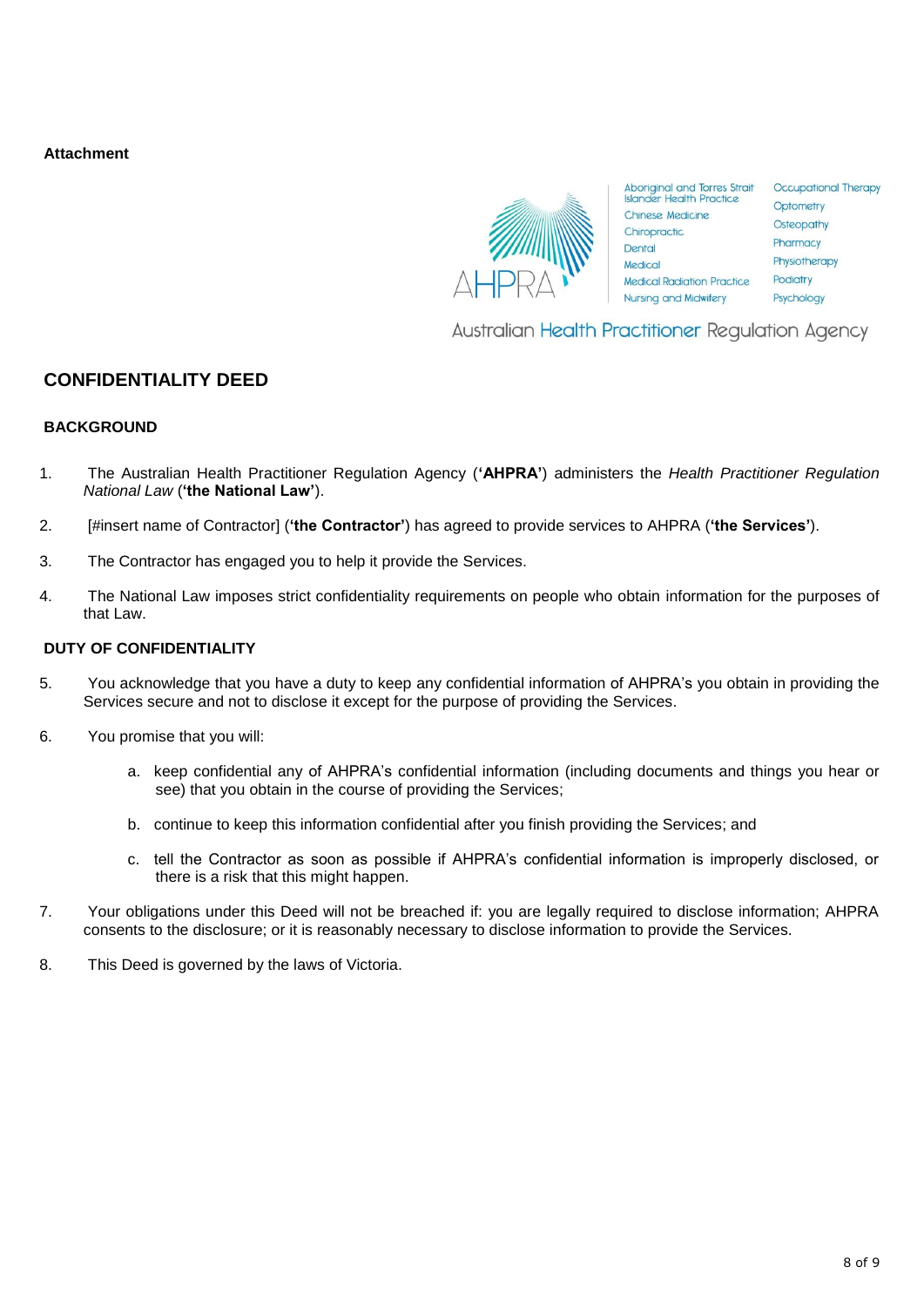**Attachment**

AHPRA

Aboriginal and Torres Strait Islander Health Practice
Chinese Medicine
Chiropractic
Dental
Medical
Medical Radiation Practice
Nursing and Midwifery
Occupational Therapy
Optometry
Osteopathy
Pharmacy
Physiotherapy
Podiatry
Psychology

Australian Health Practitioner Regulation Agency

## CONFIDENTIALITY DEED

### BACKGROUND

1. The Australian Health Practitioner Regulation Agency (**'AHPRA'**) administers the *Health Practitioner Regulation National Law* (**'the National Law'**).

2. [#insert name of Contractor] (**'the Contractor'**) has agreed to provide services to AHPRA (**'the Services'**).

3. The Contractor has engaged you to help it provide the Services.

4. The National Law imposes strict confidentiality requirements on people who obtain information for the purposes of that Law.

### DUTY OF CONFIDENTIALITY

5. You acknowledge that you have a duty to keep any confidential information of AHPRA's you obtain in providing the Services secure and not to disclose it except for the purpose of providing the Services.

6. You promise that you will:

   a. keep confidential any of AHPRA's confidential information (including documents and things you hear or see) that you obtain in the course of providing the Services;

   b. continue to keep this information confidential after you finish providing the Services; and

   c. tell the Contractor as soon as possible if AHPRA's confidential information is improperly disclosed, or there is a risk that this might happen.

7. Your obligations under this Deed will not be breached if: you are legally required to disclose information; AHPRA consents to the disclosure; or it is reasonably necessary to disclose information to provide the Services.

8. This Deed is governed by the laws of Victoria.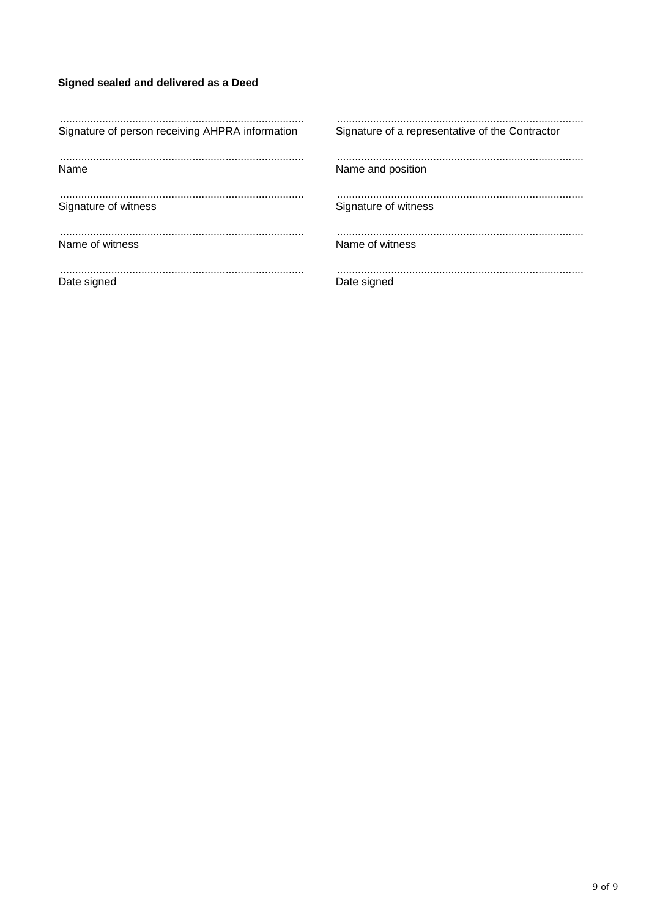**Signed sealed and delivered as a Deed**

................................................................................
Signature of person receiving AHPRA information

................................................................................
Name

................................................................................
Signature of witness

................................................................................
Name of witness

................................................................................
Date signed

................................................................................
Signature of a representative of the Contractor

................................................................................
Name and position

................................................................................
Signature of witness

................................................................................
Name of witness

................................................................................
Date signed